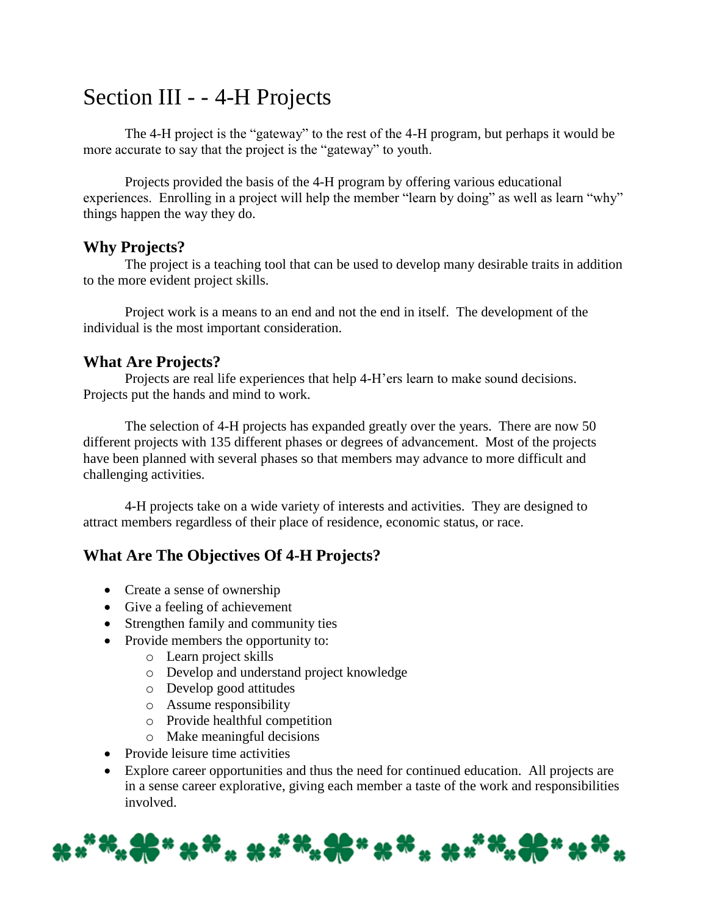# Section III - - 4-H Projects

The 4-H project is the "gateway" to the rest of the 4-H program, but perhaps it would be more accurate to say that the project is the "gateway" to youth.

Projects provided the basis of the 4-H program by offering various educational experiences. Enrolling in a project will help the member "learn by doing" as well as learn "why" things happen the way they do.

## Why Projects?

The project is a teaching tool that can be used to develop many desirable traits in addition to the more evident project skills.

Project work is a means to an end and not the end in itself. The development of the individual is the most important consideration.

## What Are Projects?

Projects are real life experiences that help 4-H'ers learn to make sound decisions. Projects put the hands and mind to work.

The selection of 4-H projects has expanded greatly over the years. There are now 50 different projects with 135 different phases or degrees of advancement. Most of the projects have been planned with several phases so that members may advance to more difficult and challenging activities.

4-H projects take on a wide variety of interests and activities. They are designed to attract members regardless of their place of residence, economic status, or race.

## What Are The Objectives Of 4-H Projects?

- Create a sense of ownership
- Give a feeling of achievement
- Strengthen family and community ties
- Provide members the opportunity to:
  - Learn project skills
  - Develop and understand project knowledge
  - Develop good attitudes
  - Assume responsibility
  - Provide healthful competition
  - Make meaningful decisions
- Provide leisure time activities
- Explore career opportunities and thus the need for continued education. All projects are in a sense career explorative, giving each member a taste of the work and responsibilities involved.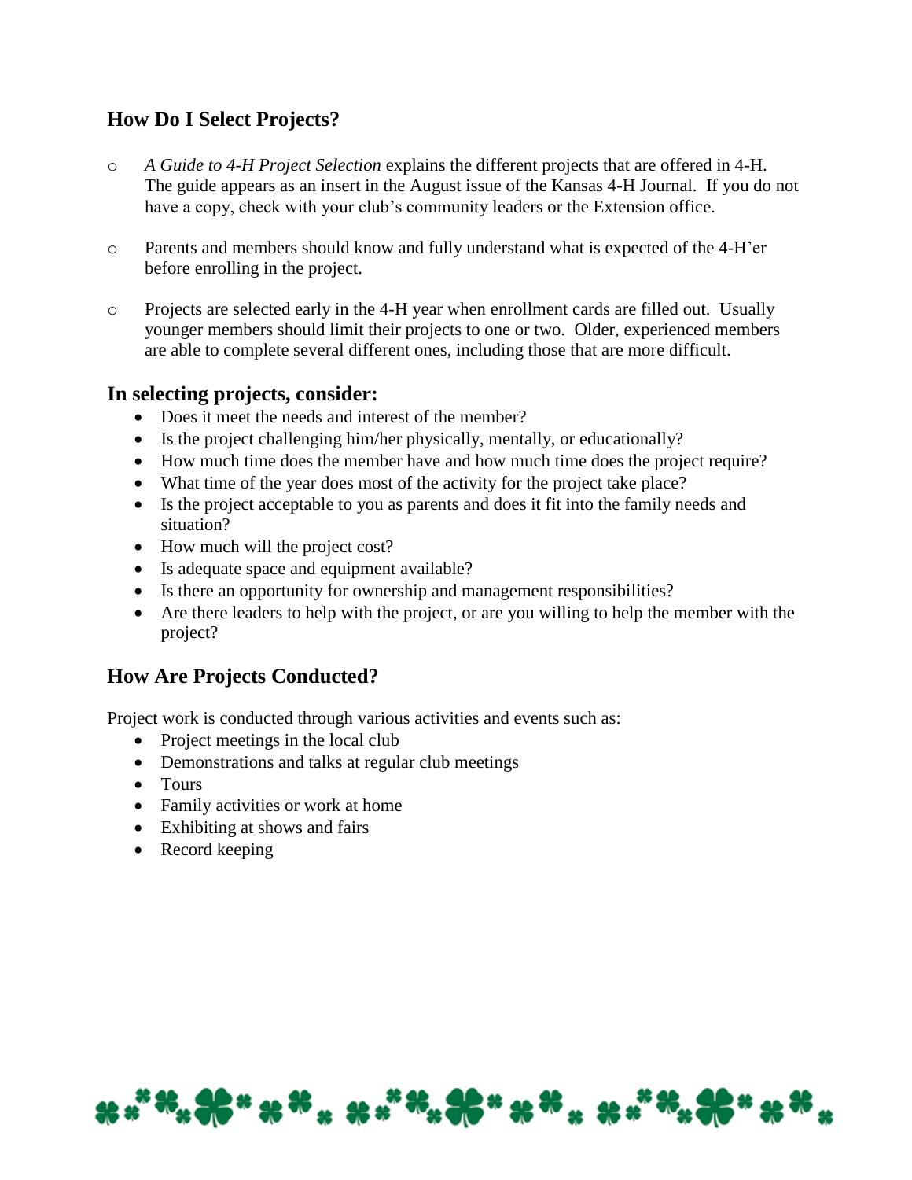## How Do I Select Projects?

- *A Guide to 4-H Project Selection* explains the different projects that are offered in 4-H. The guide appears as an insert in the August issue of the Kansas 4-H Journal. If you do not have a copy, check with your club's community leaders or the Extension office.

- Parents and members should know and fully understand what is expected of the 4-H'er before enrolling in the project.

- Projects are selected early in the 4-H year when enrollment cards are filled out. Usually younger members should limit their projects to one or two. Older, experienced members are able to complete several different ones, including those that are more difficult.

## In selecting projects, consider:

- Does it meet the needs and interest of the member?
- Is the project challenging him/her physically, mentally, or educationally?
- How much time does the member have and how much time does the project require?
- What time of the year does most of the activity for the project take place?
- Is the project acceptable to you as parents and does it fit into the family needs and situation?
- How much will the project cost?
- Is adequate space and equipment available?
- Is there an opportunity for ownership and management responsibilities?
- Are there leaders to help with the project, or are you willing to help the member with the project?

## How Are Projects Conducted?

Project work is conducted through various activities and events such as:

- Project meetings in the local club
- Demonstrations and talks at regular club meetings
- Tours
- Family activities or work at home
- Exhibiting at shows and fairs
- Record keeping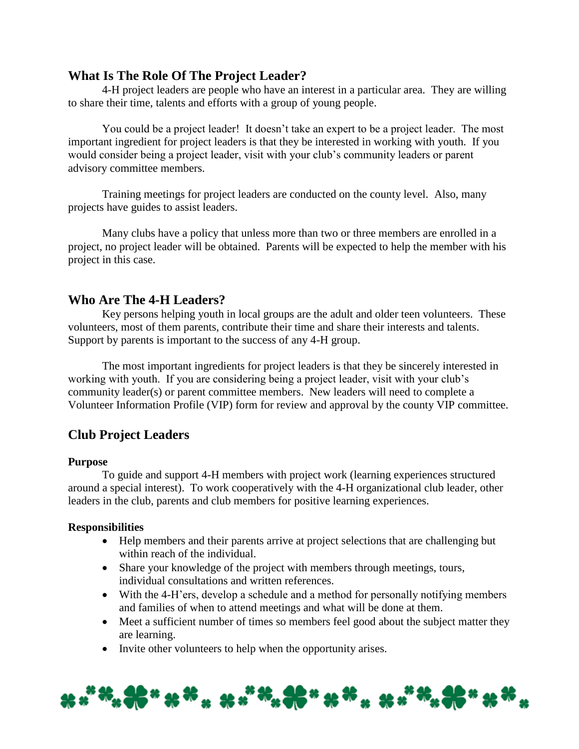## What Is The Role Of The Project Leader?

4-H project leaders are people who have an interest in a particular area. They are willing to share their time, talents and efforts with a group of young people.

You could be a project leader! It doesn't take an expert to be a project leader. The most important ingredient for project leaders is that they be interested in working with youth. If you would consider being a project leader, visit with your club's community leaders or parent advisory committee members.

Training meetings for project leaders are conducted on the county level. Also, many projects have guides to assist leaders.

Many clubs have a policy that unless more than two or three members are enrolled in a project, no project leader will be obtained. Parents will be expected to help the member with his project in this case.

## Who Are The 4-H Leaders?

Key persons helping youth in local groups are the adult and older teen volunteers. These volunteers, most of them parents, contribute their time and share their interests and talents. Support by parents is important to the success of any 4-H group.

The most important ingredients for project leaders is that they be sincerely interested in working with youth. If you are considering being a project leader, visit with your club's community leader(s) or parent committee members. New leaders will need to complete a Volunteer Information Profile (VIP) form for review and approval by the county VIP committee.

## Club Project Leaders

**Purpose**

To guide and support 4-H members with project work (learning experiences structured around a special interest). To work cooperatively with the 4-H organizational club leader, other leaders in the club, parents and club members for positive learning experiences.

**Responsibilities**

- Help members and their parents arrive at project selections that are challenging but within reach of the individual.
- Share your knowledge of the project with members through meetings, tours, individual consultations and written references.
- With the 4-H'ers, develop a schedule and a method for personally notifying members and families of when to attend meetings and what will be done at them.
- Meet a sufficient number of times so members feel good about the subject matter they are learning.
- Invite other volunteers to help when the opportunity arises.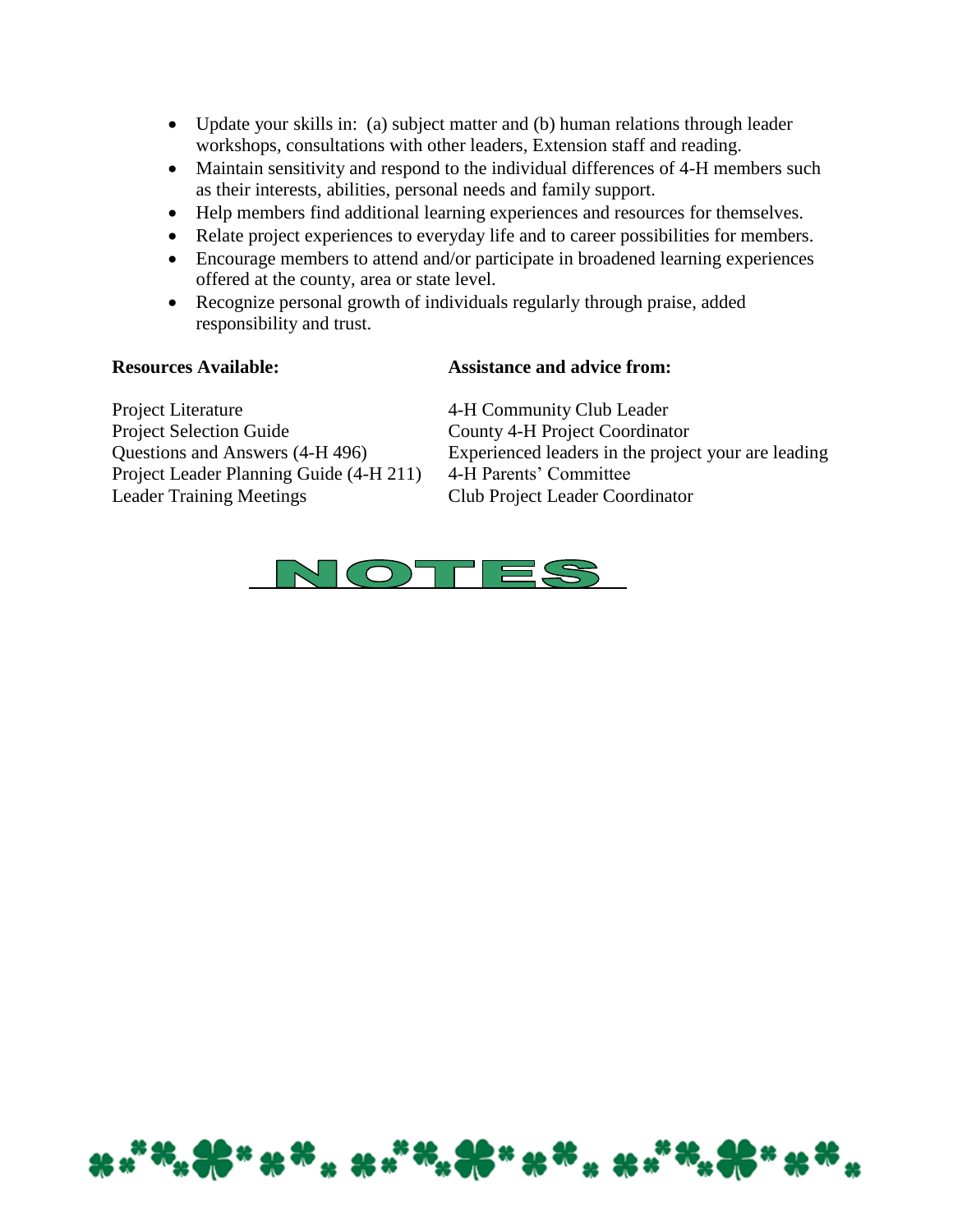- Update your skills in: (a) subject matter and (b) human relations through leader workshops, consultations with other leaders, Extension staff and reading.
- Maintain sensitivity and respond to the individual differences of 4-H members such as their interests, abilities, personal needs and family support.
- Help members find additional learning experiences and resources for themselves.
- Relate project experiences to everyday life and to career possibilities for members.
- Encourage members to attend and/or participate in broadened learning experiences offered at the county, area or state level.
- Recognize personal growth of individuals regularly through praise, added responsibility and trust.

| **Resources Available:** | **Assistance and advice from:** |
|---|---|
| Project Literature | 4-H Community Club Leader |
| Project Selection Guide | County 4-H Project Coordinator |
| Questions and Answers (4-H 496) | Experienced leaders in the project your are leading |
| Project Leader Planning Guide (4-H 211) | 4-H Parents' Committee |
| Leader Training Meetings | Club Project Leader Coordinator |

## NOTES